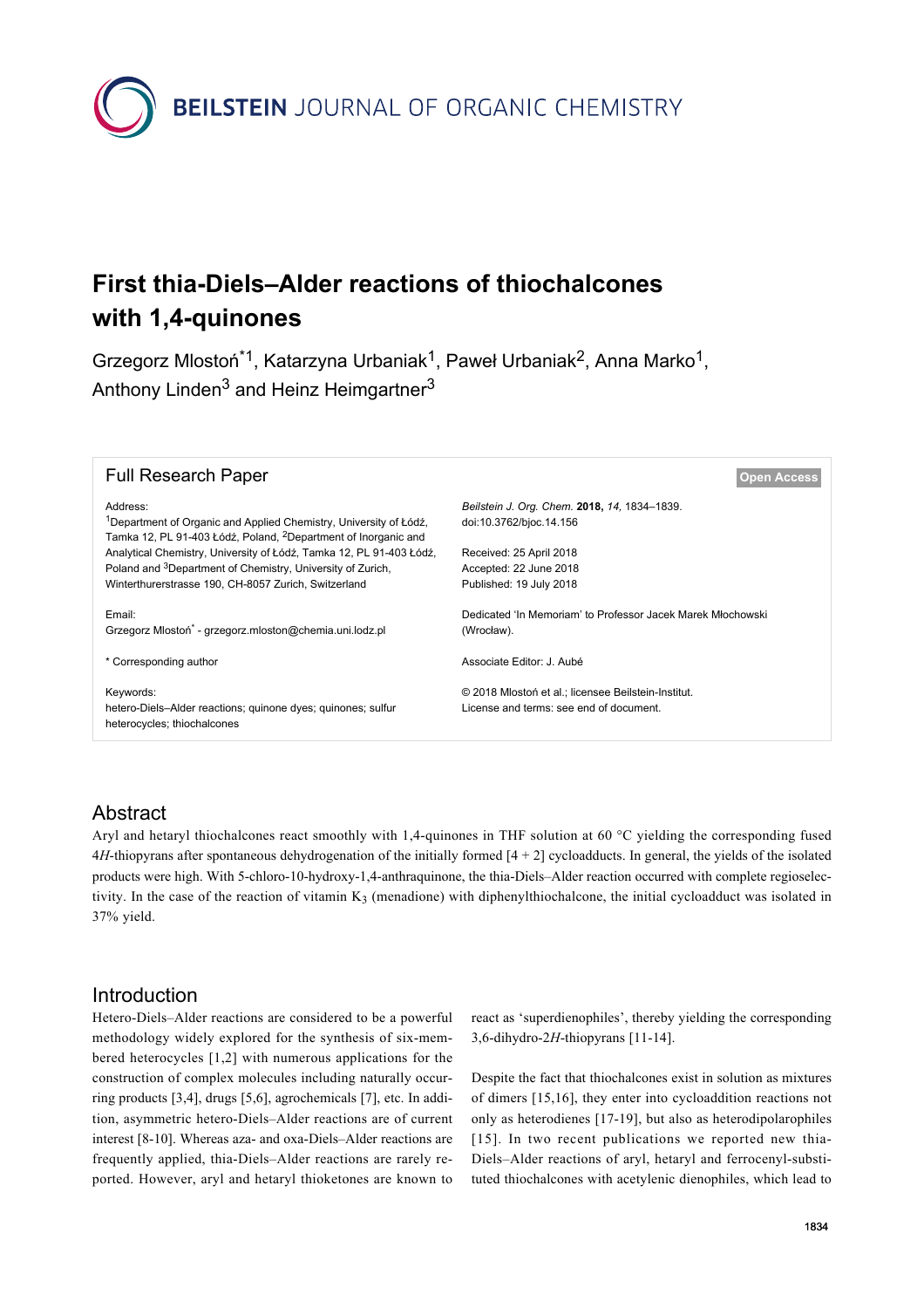# First thia-Diels–Alder reactions of thiochalcones with 1,4-quinones

Grzegorz Mlostoń*[1], Katarzyna Urbaniak[1], Paweł Urbaniak[2], Anna Marko[1], Anthony Linden[3] and Heinz Heimgartner[3]

## Full Research Paper

**Open Access**

Address:
[1]Department of Organic and Applied Chemistry, University of Łódź, Tamka 12, PL 91-403 Łódź, Poland, [2]Department of Inorganic and Analytical Chemistry, University of Łódź, Tamka 12, PL 91-403 Łódź, Poland and [3]Department of Chemistry, University of Zurich, Winterthurerstrasse 190, CH-8057 Zurich, Switzerland

Email:
Grzegorz Mlostoń* - grzegorz.mloston@chemia.uni.lodz.pl

\* Corresponding author

Keywords:
hetero-Diels–Alder reactions; quinone dyes; quinones; sulfur heterocycles; thiochalcones

*Beilstein J. Org. Chem.* **2018,** *14,* 1834–1839.
doi:10.3762/bjoc.14.156

Received: 25 April 2018
Accepted: 22 June 2018
Published: 19 July 2018

Dedicated 'In Memoriam' to Professor Jacek Marek Młochowski (Wrocław).

Associate Editor: J. Aubé

© 2018 Mlostoń et al.; licensee Beilstein-Institut.
License and terms: see end of document.

## Abstract

Aryl and hetaryl thiochalcones react smoothly with 1,4-quinones in THF solution at 60 °C yielding the corresponding fused 4*H*-thiopyrans after spontaneous dehydrogenation of the initially formed [4 + 2] cycloadducts. In general, the yields of the isolated products were high. With 5-chloro-10-hydroxy-1,4-anthraquinone, the thia-Diels–Alder reaction occurred with complete regioselectivity. In the case of the reaction of vitamin $K_3$ (menadione) with diphenylthiochalcone, the initial cycloadduct was isolated in 37% yield.

## Introduction

Hetero-Diels–Alder reactions are considered to be a powerful methodology widely explored for the synthesis of six-membered heterocycles [1,2] with numerous applications for the construction of complex molecules including naturally occurring products [3,4], drugs [5,6], agrochemicals [7], etc. In addition, asymmetric hetero-Diels–Alder reactions are of current interest [8-10]. Whereas aza- and oxa-Diels–Alder reactions are frequently applied, thia-Diels–Alder reactions are rarely reported. However, aryl and hetaryl thioketones are known to react as 'superdienophiles', thereby yielding the corresponding 3,6-dihydro-2*H*-thiopyrans [11-14].

Despite the fact that thiochalcones exist in solution as mixtures of dimers [15,16], they enter into cycloaddition reactions not only as heterodienes [17-19], but also as heterodipolarophiles [15]. In two recent publications we reported new thia-Diels–Alder reactions of aryl, hetaryl and ferrocenyl-substituted thiochalcones with acetylenic dienophiles, which lead to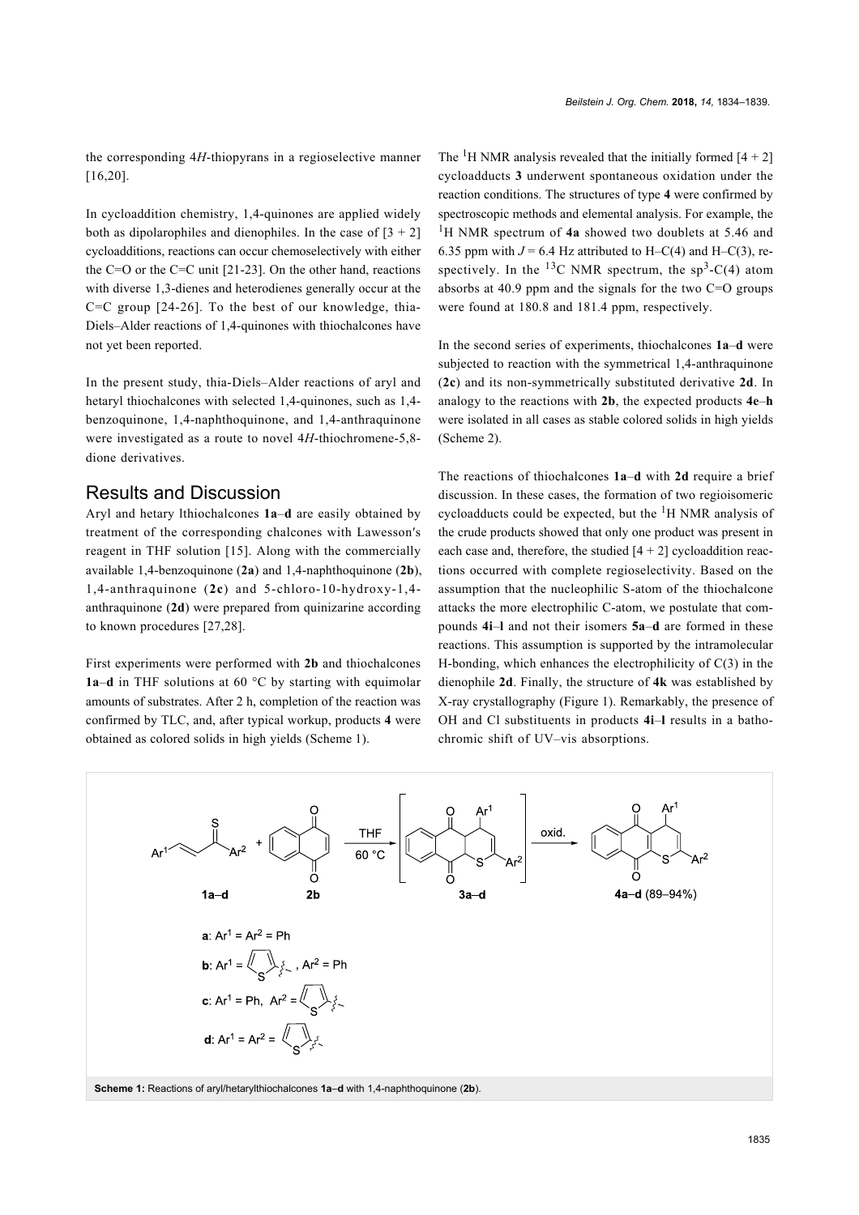the corresponding 4*H*-thiopyrans in a regioselective manner [16,20].

In cycloaddition chemistry, 1,4-quinones are applied widely both as dipolarophiles and dienophiles. In the case of [3 + 2] cycloadditions, reactions can occur chemoselectively with either the C=O or the C=C unit [21-23]. On the other hand, reactions with diverse 1,3-dienes and heterodienes generally occur at the C=C group [24-26]. To the best of our knowledge, thia-Diels–Alder reactions of 1,4-quinones with thiochalcones have not yet been reported.

In the present study, thia-Diels–Alder reactions of aryl and hetaryl thiochalcones with selected 1,4-quinones, such as 1,4-benzoquinone, 1,4-naphthoquinone, and 1,4-anthraquinone were investigated as a route to novel 4*H*-thiochromene-5,8-dione derivatives.

## Results and Discussion

Aryl and hetary lthiochalcones **1a**–**d** are easily obtained by treatment of the corresponding chalcones with Lawesson′s reagent in THF solution [15]. Along with the commercially available 1,4-benzoquinone (**2a**) and 1,4-naphthoquinone (**2b**), 1,4-anthraquinone (**2c**) and 5-chloro-10-hydroxy-1,4-anthraquinone (**2d**) were prepared from quinizarine according to known procedures [27,28].

First experiments were performed with **2b** and thiochalcones **1a**–**d** in THF solutions at 60 °C by starting with equimolar amounts of substrates. After 2 h, completion of the reaction was confirmed by TLC, and, after typical workup, products **4** were obtained as colored solids in high yields (Scheme 1).

The $^{1}$H NMR analysis revealed that the initially formed [4 + 2] cycloadducts **3** underwent spontaneous oxidation under the reaction conditions. The structures of type **4** were confirmed by spectroscopic methods and elemental analysis. For example, the $^{1}$H NMR spectrum of **4a** showed two doublets at 5.46 and 6.35 ppm with $J$ = 6.4 Hz attributed to H–C(4) and H–C(3), respectively. In the $^{13}$C NMR spectrum, the sp$^{3}$-C(4) atom absorbs at 40.9 ppm and the signals for the two C=O groups were found at 180.8 and 181.4 ppm, respectively.

In the second series of experiments, thiochalcones **1a**–**d** were subjected to reaction with the symmetrical 1,4-anthraquinone (**2c**) and its non-symmetrically substituted derivative **2d**. In analogy to the reactions with **2b**, the expected products **4e**–**h** were isolated in all cases as stable colored solids in high yields (Scheme 2).

The reactions of thiochalcones **1a**–**d** with **2d** require a brief discussion. In these cases, the formation of two regioisomeric cycloadducts could be expected, but the $^{1}$H NMR analysis of the crude products showed that only one product was present in each case and, therefore, the studied [4 + 2] cycloaddition reactions occurred with complete regioselectivity. Based on the assumption that the nucleophilic S-atom of the thiochalcone attacks the more electrophilic C-atom, we postulate that compounds **4i**–**l** and not their isomers **5a**–**d** are formed in these reactions. This assumption is supported by the intramolecular H-bonding, which enhances the electrophilicity of C(3) in the dienophile **2d**. Finally, the structure of **4k** was established by X-ray crystallography (Figure 1). Remarkably, the presence of OH and Cl substituents in products **4i**–**l** results in a bathochromic shift of UV–vis absorptions.

**a**: Ar$^{1}$ = Ar$^{2}$ = Ph

**b**: Ar$^{1}$ = 2-thienyl, Ar$^{2}$ = Ph

**c**: Ar$^{1}$ = Ph, Ar$^{2}$ = 2-thienyl

**d**: Ar$^{1}$ = Ar$^{2}$ = 2-thienyl

**1a**–**d** + **2b** → (THF, 60 °C) → [**3a**–**d**] → (oxid.) → **4a**–**d** (89–94%)

**Scheme 1:** Reactions of aryl/hetarylthiochalcones **1a**–**d** with 1,4-naphthoquinone (**2b**).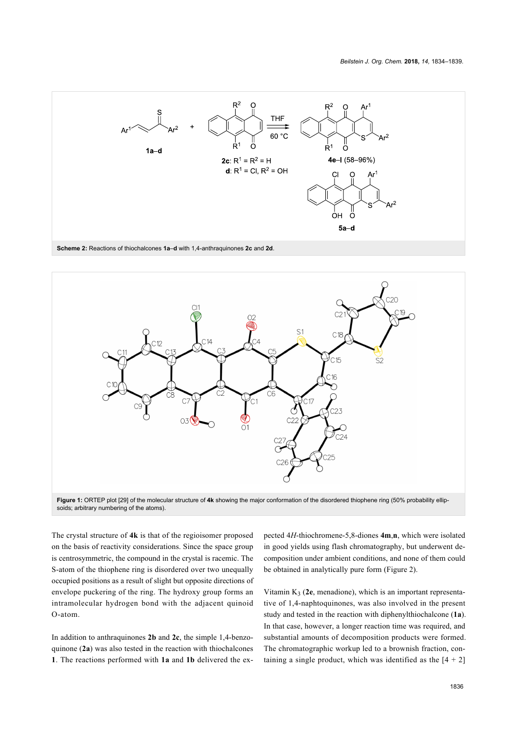**Scheme 2:** Reactions of thiochalcones **1a–d** with 1,4-anthraquinones **2c** and **2d**.

**Figure 1:** ORTEP plot [29] of the molecular structure of **4k** showing the major conformation of the disordered thiophene ring (50% probability ellipsoids; arbitrary numbering of the atoms).

The crystal structure of **4k** is that of the regioisomer proposed on the basis of reactivity considerations. Since the space group is centrosymmetric, the compound in the crystal is racemic. The S-atom of the thiophene ring is disordered over two unequally occupied positions as a result of slight but opposite directions of envelope puckering of the ring. The hydroxy group forms an intramolecular hydrogen bond with the adjacent quinoid O-atom.

In addition to anthraquinones **2b** and **2c**, the simple 1,4-benzoquinone (**2a**) was also tested in the reaction with thiochalcones **1**. The reactions performed with **1a** and **1b** delivered the expected 4*H*-thiochromene-5,8-diones **4m**,**n**, which were isolated in good yields using flash chromatography, but underwent decomposition under ambient conditions, and none of them could be obtained in analytically pure form (Figure 2).

Vitamin $K_3$ (**2e**, menadione), which is an important representative of 1,4-naphtoquinones, was also involved in the present study and tested in the reaction with diphenylthiochalcone (**1a**). In that case, however, a longer reaction time was required, and substantial amounts of decomposition products were formed. The chromatographic workup led to a brownish fraction, containing a single product, which was identified as the [4 + 2]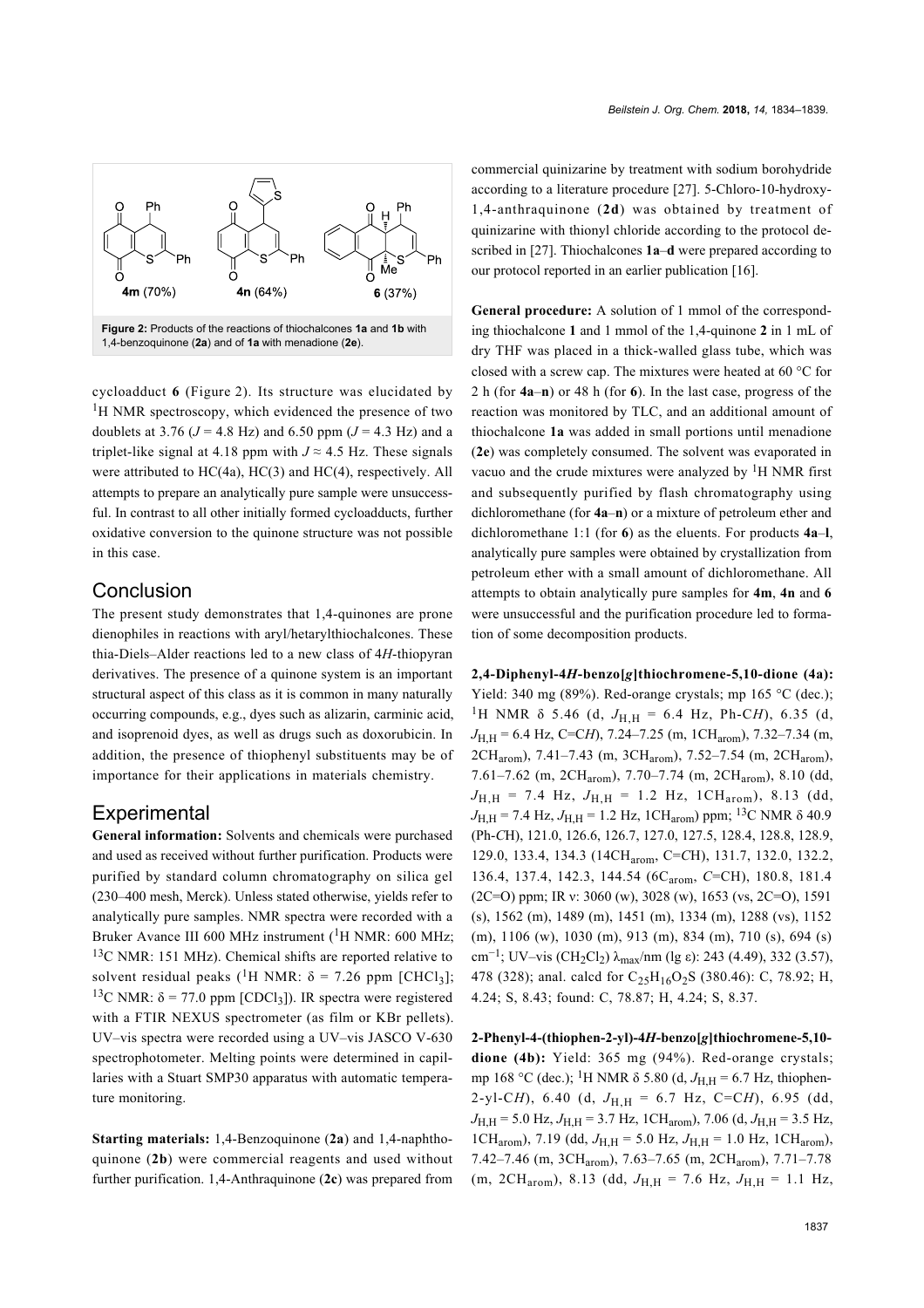Figure 2: Products of the reactions of thiochalcones **1a** and **1b** with 1,4-benzoquinone (**2a**) and of **1a** with menadione (**2e**).

cycloadduct **6** (Figure 2). Its structure was elucidated by $^1$H NMR spectroscopy, which evidenced the presence of two doublets at 3.76 ($J$ = 4.8 Hz) and 6.50 ppm ($J$ = 4.3 Hz) and a triplet-like signal at 4.18 ppm with $J \approx 4.5$ Hz. These signals were attributed to HC(4a), HC(3) and HC(4), respectively. All attempts to prepare an analytically pure sample were unsuccessful. In contrast to all other initially formed cycloadducts, further oxidative conversion to the quinone structure was not possible in this case.

## Conclusion

The present study demonstrates that 1,4-quinones are prone dienophiles in reactions with aryl/hetarylthiochalcones. These thia-Diels–Alder reactions led to a new class of 4*H*-thiopyran derivatives. The presence of a quinone system is an important structural aspect of this class as it is common in many naturally occurring compounds, e.g., dyes such as alizarin, carminic acid, and isoprenoid dyes, as well as drugs such as doxorubicin. In addition, the presence of thiophenyl substituents may be of importance for their applications in materials chemistry.

## Experimental

**General information:** Solvents and chemicals were purchased and used as received without further purification. Products were purified by standard column chromatography on silica gel (230–400 mesh, Merck). Unless stated otherwise, yields refer to analytically pure samples. NMR spectra were recorded with a Bruker Avance III 600 MHz instrument ($^1$H NMR: 600 MHz; $^{13}$C NMR: 151 MHz). Chemical shifts are reported relative to solvent residual peaks ($^1$H NMR: δ = 7.26 ppm [$CHCl_3$]; $^{13}$C NMR: δ = 77.0 ppm [$CDCl_3$]). IR spectra were registered with a FTIR NEXUS spectrometer (as film or KBr pellets). UV–vis spectra were recorded using a UV–vis JASCO V-630 spectrophotometer. Melting points were determined in capillaries with a Stuart SMP30 apparatus with automatic temperature monitoring.

**Starting materials:** 1,4-Benzoquinone (**2a**) and 1,4-naphthoquinone (**2b**) were commercial reagents and used without further purification. 1,4-Anthraquinone (**2c**) was prepared from commercial quinizarine by treatment with sodium borohydride according to a literature procedure [27]. 5-Chloro-10-hydroxy-1,4-anthraquinone (**2d**) was obtained by treatment of quinizarine with thionyl chloride according to the protocol described in [27]. Thiochalcones **1a**–**d** were prepared according to our protocol reported in an earlier publication [16].

**General procedure:** A solution of 1 mmol of the corresponding thiochalcone **1** and 1 mmol of the 1,4-quinone **2** in 1 mL of dry THF was placed in a thick-walled glass tube, which was closed with a screw cap. The mixtures were heated at 60 °C for 2 h (for **4a**–**n**) or 48 h (for **6**). In the last case, progress of the reaction was monitored by TLC, and an additional amount of thiochalcone **1a** was added in small portions until menadione (**2e**) was completely consumed. The solvent was evaporated in vacuo and the crude mixtures were analyzed by $^1$H NMR first and subsequently purified by flash chromatography using dichloromethane (for **4a**–**n**) or a mixture of petroleum ether and dichloromethane 1:1 (for **6**) as the eluents. For products **4a**–**l**, analytically pure samples were obtained by crystallization from petroleum ether with a small amount of dichloromethane. All attempts to obtain analytically pure samples for **4m**, **4n** and **6** were unsuccessful and the purification procedure led to formation of some decomposition products.

**2,4-Diphenyl-4*H*-benzo[*g*]thiochromene-5,10-dione (4a):** Yield: 340 mg (89%). Red-orange crystals; mp 165 °C (dec.); $^1$H NMR δ 5.46 (d, $J_{H,H}$ = 6.4 Hz, Ph-C*H*), 6.35 (d, $J_{H,H}$ = 6.4 Hz, C=C*H*), 7.24–7.25 (m, 1$CH_{arom}$), 7.32–7.34 (m, 2$CH_{arom}$), 7.41–7.43 (m, 3$CH_{arom}$), 7.52–7.54 (m, 2$CH_{arom}$), 7.61–7.62 (m, 2$CH_{arom}$), 7.70–7.74 (m, 2$CH_{arom}$), 8.10 (dd, $J_{H,H}$ = 7.4 Hz, $J_{H,H}$ = 1.2 Hz, 1$CH_{arom}$), 8.13 (dd, $J_{H,H}$ = 7.4 Hz, $J_{H,H}$ = 1.2 Hz, 1$CH_{arom}$) ppm; $^{13}$C NMR δ 40.9 (Ph-*C*H), 121.0, 126.6, 126.7, 127.0, 127.5, 128.4, 128.8, 128.9, 129.0, 133.4, 134.3 (14$CH_{arom}$, C=*C*H), 131.7, 132.0, 132.2, 136.4, 137.4, 142.3, 144.54 (6$C_{arom}$, *C*=CH), 180.8, 181.4 (2C=O) ppm; IR ν: 3060 (w), 3028 (w), 1653 (vs, 2C=O), 1591 (s), 1562 (m), 1489 (m), 1451 (m), 1334 (m), 1288 (vs), 1152 (m), 1106 (w), 1030 (m), 913 (m), 834 (m), 710 (s), 694 (s) cm$^{-1}$; UV–vis ($CH_2Cl_2$) $\lambda_{max}$/nm (lg ε): 243 (4.49), 332 (3.57), 478 (328); anal. calcd for $C_{25}H_{16}O_2S$ (380.46): C, 78.92; H, 4.24; S, 8.43; found: C, 78.87; H, 4.24; S, 8.37.

**2-Phenyl-4-(thiophen-2-yl)-4*H*-benzo[*g*]thiochromene-5,10-dione (4b):** Yield: 365 mg (94%). Red-orange crystals; mp 168 °C (dec.); $^1$H NMR δ 5.80 (d, $J_{H,H}$ = 6.7 Hz, thiophen-2-yl-C*H*), 6.40 (d, $J_{H,H}$ = 6.7 Hz, C=C*H*), 6.95 (dd, $J_{H,H}$ = 5.0 Hz, $J_{H,H}$ = 3.7 Hz, 1$CH_{arom}$), 7.06 (d, $J_{H,H}$ = 3.5 Hz, 1$CH_{arom}$), 7.19 (dd, $J_{H,H}$ = 5.0 Hz, $J_{H,H}$ = 1.0 Hz, 1$CH_{arom}$), 7.42–7.46 (m, 3$CH_{arom}$), 7.63–7.65 (m, 2$CH_{arom}$), 7.71–7.78 (m, 2$CH_{arom}$), 8.13 (dd, $J_{H,H}$ = 7.6 Hz, $J_{H,H}$ = 1.1 Hz,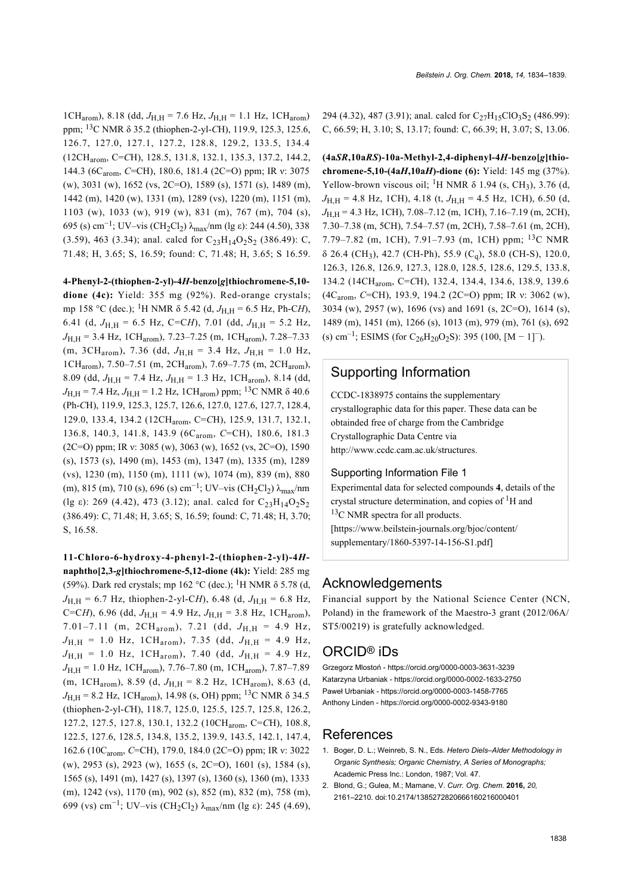1CH$_{arom}$), 8.18 (dd, $J_{H,H}$ = 7.6 Hz, $J_{H,H}$ = 1.1 Hz, 1CH$_{arom}$) ppm; $^{13}$C NMR δ 35.2 (thiophen-2-yl-*C*H), 119.9, 125.3, 125.6, 126.7, 127.0, 127.1, 127.2, 128.8, 129.2, 133.5, 134.4 (12CH$_{arom}$, C=*C*H), 128.5, 131.8, 132.1, 135.3, 137.2, 144.2, 144.3 (6C$_{arom}$, *C*=CH), 180.6, 181.4 (2C=O) ppm; IR ν: 3075 (w), 3031 (w), 1652 (vs, 2C=O), 1589 (s), 1571 (s), 1489 (m), 1442 (m), 1420 (w), 1331 (m), 1289 (vs), 1220 (m), 1151 (m), 1103 (w), 1033 (w), 919 (w), 831 (m), 767 (m), 704 (s), 695 (s) cm$^{-1}$; UV–vis ($CH_2Cl_2$) $\lambda_{max}$/nm (lg ε): 244 (4.50), 338 (3.59), 463 (3.34); anal. calcd for $C_{23}H_{14}O_2S_2$ (386.49): C, 71.48; H, 3.65; S, 16.59; found: C, 71.48; H, 3.65; S 16.59.

**4-Phenyl-2-(thiophen-2-yl)-4*H*-benzo[*g*]thiochromene-5,10-dione (4c):** Yield: 355 mg (92%). Red-orange crystals; mp 158 °C (dec.); $^1$H NMR δ 5.42 (d, $J_{H,H}$ = 6.5 Hz, Ph-C*H*), 6.41 (d, $J_{H,H}$ = 6.5 Hz, C=C*H*), 7.01 (dd, $J_{H,H}$ = 5.2 Hz, $J_{H,H}$ = 3.4 Hz, 1CH$_{arom}$), 7.23–7.25 (m, 1CH$_{arom}$), 7.28–7.33 (m, 3CH$_{arom}$), 7.36 (dd, $J_{H,H}$ = 3.4 Hz, $J_{H,H}$ = 1.0 Hz, 1CH$_{arom}$), 7.50–7.51 (m, 2CH$_{arom}$), 7.69–7.75 (m, 2CH$_{arom}$), 8.09 (dd, $J_{H,H}$ = 7.4 Hz, $J_{H,H}$ = 1.3 Hz, 1CH$_{arom}$), 8.14 (dd, $J_{H,H}$ = 7.4 Hz, $J_{H,H}$ = 1.2 Hz, 1CH$_{arom}$) ppm; $^{13}$C NMR δ 40.6 (Ph-*C*H), 119.9, 125.3, 125.7, 126.6, 127.0, 127.6, 127.7, 128.4, 129.0, 133.4, 134.2 (12CH$_{arom}$, C=*C*H), 125.9, 131.7, 132.1, 136.8, 140.3, 141.8, 143.9 (6C$_{arom}$, *C*=CH), 180.6, 181.3 (2C=O) ppm; IR ν: 3085 (w), 3063 (w), 1652 (vs, 2C=O), 1590 (s), 1573 (s), 1490 (m), 1453 (m), 1347 (m), 1335 (m), 1289 (vs), 1230 (m), 1150 (m), 1111 (w), 1074 (m), 839 (m), 880 (m), 815 (m), 710 (s), 696 (s) cm$^{-1}$; UV–vis ($CH_2Cl_2$) $\lambda_{max}$/nm (lg ε): 269 (4.42), 473 (3.12); anal. calcd for $C_{23}H_{14}O_2S_2$ (386.49): C, 71.48; H, 3.65; S, 16.59; found: C, 71.48; H, 3.70; S, 16.58.

**11-Chloro-6-hydroxy-4-phenyl-2-(thiophen-2-yl)-4*H*-naphtho[2,3-*g*]thiochromene-5,12-dione (4k):** Yield: 285 mg (59%). Dark red crystals; mp 162 °C (dec.); $^1$H NMR δ 5.78 (d, $J_{H,H}$ = 6.7 Hz, thiophen-2-yl-C*H*), 6.48 (d, $J_{H,H}$ = 6.8 Hz, C=C*H*), 6.96 (dd, $J_{H,H}$ = 4.9 Hz, $J_{H,H}$ = 3.8 Hz, 1CH$_{arom}$), 7.01–7.11 (m, 2CH$_{arom}$), 7.21 (dd, $J_{H,H}$ = 4.9 Hz, $J_{H,H}$ = 1.0 Hz, 1CH$_{arom}$), 7.35 (dd, $J_{H,H}$ = 4.9 Hz, $J_{H,H}$ = 1.0 Hz, 1CH$_{arom}$), 7.40 (dd, $J_{H,H}$ = 4.9 Hz, $J_{H,H}$ = 1.0 Hz, 1CH$_{arom}$), 7.76–7.80 (m, 1CH$_{arom}$), 7.87–7.89 (m, 1CH$_{arom}$), 8.59 (d, $J_{H,H}$ = 8.2 Hz, 1CH$_{arom}$), 8.63 (d, $J_{H,H}$ = 8.2 Hz, 1CH$_{arom}$), 14.98 (s, OH) ppm; $^{13}$C NMR δ 34.5 (thiophen-2-yl-*C*H), 118.7, 125.0, 125.5, 125.7, 125.8, 126.2, 127.2, 127.5, 127.8, 130.1, 132.2 (10CH$_{arom}$, C=*C*H), 108.8, 122.5, 127.6, 128.5, 134.8, 135.2, 139.9, 143.5, 142.1, 147.4, 162.6 (10C$_{arom}$, *C*=CH), 179.0, 184.0 (2C=O) ppm; IR ν: 3022 (w), 2953 (s), 2923 (w), 1655 (s, 2C=O), 1601 (s), 1584 (s), 1565 (s), 1491 (m), 1427 (s), 1397 (s), 1360 (s), 1360 (m), 1333 (m), 1242 (vs), 1170 (m), 902 (s), 852 (m), 832 (m), 758 (m), 699 (vs) cm$^{-1}$; UV–vis ($CH_2Cl_2$) $\lambda_{max}$/nm (lg ε): 245 (4.69), 294 (4.32), 487 (3.91); anal. calcd for $C_{27}H_{15}ClO_3S_2$ (486.99): C, 66.59; H, 3.10; S, 13.17; found: C, 66.39; H, 3.07; S, 13.06.

**(4a*SR*,10a*RS*)-10a-Methyl-2,4-diphenyl-4*H*-benzo[*g*]thiochromene-5,10-(4a*H*,10a*H*)-dione (6):** Yield: 145 mg (37%). Yellow-brown viscous oil; $^1$H NMR δ 1.94 (s, CH$_3$), 3.76 (d, $J_{H,H}$ = 4.8 Hz, 1CH), 4.18 (t, $J_{H,H}$ = 4.5 Hz, 1CH), 6.50 (d, $J_{H,H}$ = 4.3 Hz, 1CH), 7.08–7.12 (m, 1CH), 7.16–7.19 (m, 2CH), 7.30–7.38 (m, 5CH), 7.54–7.57 (m, 2CH), 7.58–7.61 (m, 2CH), 7.79–7.82 (m, 1CH), 7.91–7.93 (m, 1CH) ppm; $^{13}$C NMR δ 26.4 (CH$_3$), 42.7 (CH-Ph), 55.9 (C$_q$), 58.0 (CH-S), 120.0, 126.3, 126.8, 126.9, 127.3, 128.0, 128.5, 128.6, 129.5, 133.8, 134.2 (14CH$_{arom}$, C=*C*H), 132.4, 134.4, 134.6, 138.9, 139.6 (4C$_{arom}$, *C*=CH), 193.9, 194.2 (2C=O) ppm; IR ν: 3062 (w), 3034 (w), 2957 (w), 1696 (vs) and 1691 (s, 2C=O), 1614 (s), 1489 (m), 1451 (m), 1266 (s), 1013 (m), 979 (m), 761 (s), 692 (s) cm$^{-1}$; ESIMS (for $C_{26}H_{20}O_2S$): 395 (100, [M − 1]$^-$).

## Supporting Information

CCDC-1838975 contains the supplementary crystallographic data for this paper. These data can be obtainded free of charge from the Cambridge Crystallographic Data Centre via http://www.ccdc.cam.ac.uk/structures.

### Supporting Information File 1

Experimental data for selected compounds **4**, details of the crystal structure determination, and copies of $^1$H and $^{13}$C NMR spectra for all products.
[https://www.beilstein-journals.org/bjoc/content/supplementary/1860-5397-14-156-S1.pdf]

## Acknowledgements

Financial support by the National Science Center (NCN, Poland) in the framework of the Maestro-3 grant (2012/06A/ST5/00219) is gratefully acknowledged.

## ORCID® iDs

Grzegorz Mlostoń - https://orcid.org/0000-0003-3631-3239
Katarzyna Urbaniak - https://orcid.org/0000-0002-1633-2750
Paweł Urbaniak - https://orcid.org/0000-0003-1458-7765
Anthony Linden - https://orcid.org/0000-0002-9343-9180

## References

1. Boger, D. L.; Weinreb, S. N., Eds. *Hetero Diels–Alder Methodology in Organic Synthesis; Organic Chemistry, A Series of Monographs;* Academic Press Inc.: London, 1987; Vol. 47.
2. Blond, G.; Gulea, M.; Mamane, V. *Curr. Org. Chem.* **2016,** *20,* 2161–2210. doi:10.2174/1385272820666160216000401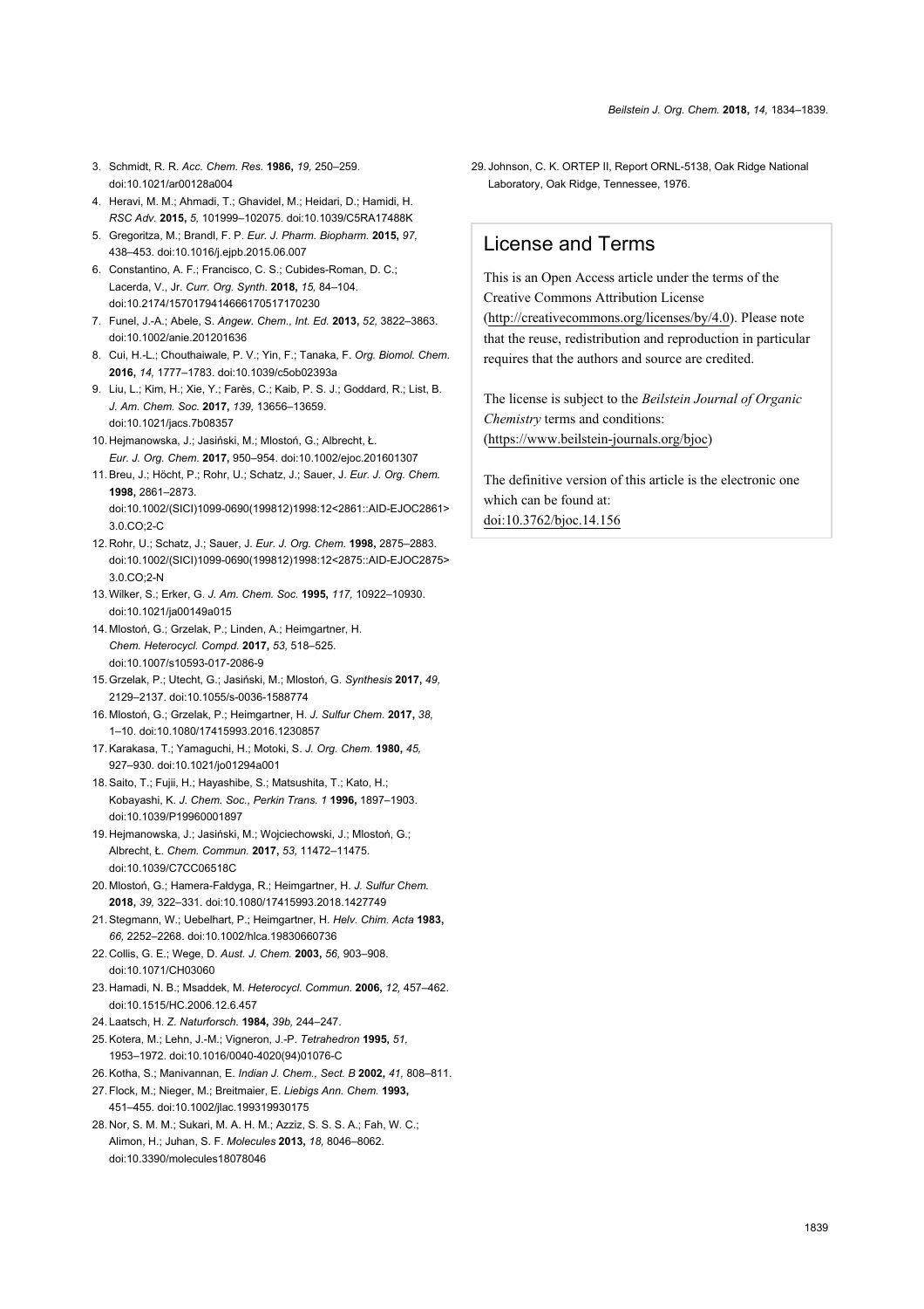3. Schmidt, R. R. *Acc. Chem. Res.* **1986,** *19,* 250–259. doi:10.1021/ar00128a004
4. Heravi, M. M.; Ahmadi, T.; Ghavidel, M.; Heidari, D.; Hamidi, H. *RSC Adv.* **2015,** *5,* 101999–102075. doi:10.1039/C5RA17488K
5. Gregoritza, M.; Brandl, F. P. *Eur. J. Pharm. Biopharm.* **2015,** *97,* 438–453. doi:10.1016/j.ejpb.2015.06.007
6. Constantino, A. F.; Francisco, C. S.; Cubides-Roman, D. C.; Lacerda, V., Jr. *Curr. Org. Synth.* **2018,** *15,* 84–104. doi:10.2174/1570179414666170517170230
7. Funel, J.-A.; Abele, S. *Angew. Chem., Int. Ed.* **2013,** *52,* 3822–3863. doi:10.1002/anie.201201636
8. Cui, H.-L.; Chouthaiwale, P. V.; Yin, F.; Tanaka, F. *Org. Biomol. Chem.* **2016,** *14,* 1777–1783. doi:10.1039/c5ob02393a
9. Liu, L.; Kim, H.; Xie, Y.; Farès, C.; Kaib, P. S. J.; Goddard, R.; List, B. *J. Am. Chem. Soc.* **2017,** *139,* 13656–13659. doi:10.1021/jacs.7b08357
10. Hejmanowska, J.; Jasiński, M.; Mlostoń, G.; Albrecht, Ł. *Eur. J. Org. Chem.* **2017,** 950–954. doi:10.1002/ejoc.201601307
11. Breu, J.; Höcht, P.; Rohr, U.; Schatz, J.; Sauer, J. *Eur. J. Org. Chem.* **1998,** 2861–2873. doi:10.1002/(SICI)1099-0690(199812)1998:12<2861::AID-EJOC2861>3.0.CO;2-C
12. Rohr, U.; Schatz, J.; Sauer, J. *Eur. J. Org. Chem.* **1998,** 2875–2883. doi:10.1002/(SICI)1099-0690(199812)1998:12<2875::AID-EJOC2875>3.0.CO;2-N
13. Wilker, S.; Erker, G. *J. Am. Chem. Soc.* **1995,** *117,* 10922–10930. doi:10.1021/ja00149a015
14. Mlostoń, G.; Grzelak, P.; Linden, A.; Heimgartner, H. *Chem. Heterocycl. Compd.* **2017,** *53,* 518–525. doi:10.1007/s10593-017-2086-9
15. Grzelak, P.; Utecht, G.; Jasiński, M.; Mlostoń, G. *Synthesis* **2017,** *49,* 2129–2137. doi:10.1055/s-0036-1588774
16. Mlostoń, G.; Grzelak, P.; Heimgartner, H. *J. Sulfur Chem.* **2017,** *38,* 1–10. doi:10.1080/17415993.2016.1230857
17. Karakasa, T.; Yamaguchi, H.; Motoki, S. *J. Org. Chem.* **1980,** *45,* 927–930. doi:10.1021/jo01294a001
18. Saito, T.; Fujii, H.; Hayashibe, S.; Matsushita, T.; Kato, H.; Kobayashi, K. *J. Chem. Soc., Perkin Trans. 1* **1996,** 1897–1903. doi:10.1039/P19960001897
19. Hejmanowska, J.; Jasiński, M.; Wojciechowski, J.; Mlostoń, G.; Albrecht, Ł. *Chem. Commun.* **2017,** *53,* 11472–11475. doi:10.1039/C7CC06518C
20. Mlostoń, G.; Hamera-Fałdyga, R.; Heimgartner, H. *J. Sulfur Chem.* **2018,** *39,* 322–331. doi:10.1080/17415993.2018.1427749
21. Stegmann, W.; Uebelhart, P.; Heimgartner, H. *Helv. Chim. Acta* **1983,** *66,* 2252–2268. doi:10.1002/hlca.19830660736
22. Collis, G. E.; Wege, D. *Aust. J. Chem.* **2003,** *56,* 903–908. doi:10.1071/CH03060
23. Hamadi, N. B.; Msaddek, M. *Heterocycl. Commun.* **2006,** *12,* 457–462. doi:10.1515/HC.2006.12.6.457
24. Laatsch, H. *Z. Naturforsch.* **1984,** *39b,* 244–247.
25. Kotera, M.; Lehn, J.-M.; Vigneron, J.-P. *Tetrahedron* **1995,** *51,* 1953–1972. doi:10.1016/0040-4020(94)01076-C
26. Kotha, S.; Manivannan, E. *Indian J. Chem., Sect. B* **2002,** *41,* 808–811.
27. Flock, M.; Nieger, M.; Breitmaier, E. *Liebigs Ann. Chem.* **1993,** 451–455. doi:10.1002/jlac.199319930175
28. Nor, S. M. M.; Sukari, M. A. H. M.; Azziz, S. S. S. A.; Fah, W. C.; Alimon, H.; Juhan, S. F. *Molecules* **2013,** *18,* 8046–8062. doi:10.3390/molecules18078046
29. Johnson, C. K. ORTEP II, Report ORNL-5138, Oak Ridge National Laboratory, Oak Ridge, Tennessee, 1976.

## License and Terms

This is an Open Access article under the terms of the Creative Commons Attribution License (http://creativecommons.org/licenses/by/4.0). Please note that the reuse, redistribution and reproduction in particular requires that the authors and source are credited.

The license is subject to the *Beilstein Journal of Organic Chemistry* terms and conditions: (https://www.beilstein-journals.org/bjoc)

The definitive version of this article is the electronic one which can be found at: doi:10.3762/bjoc.14.156